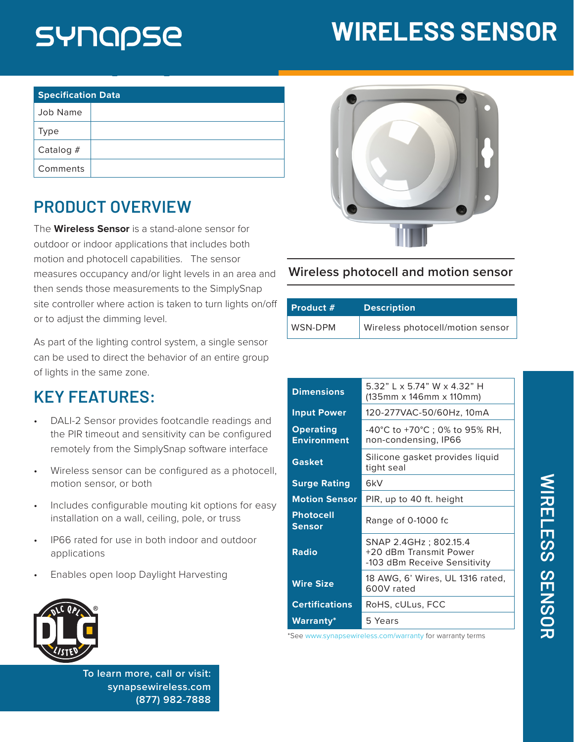# synapse

# WIRELESS SENSOR

| Specification Data | |
|---|---|
| Job Name | |
| Type | |
| Catalog # | |
| Comments | |

## PRODUCT OVERVIEW

The **Wireless Sensor** is a stand-alone sensor for outdoor or indoor applications that includes both motion and photocell capabilities. The sensor measures occupancy and/or light levels in an area and then sends those measurements to the SimplySnap site controller where action is taken to turn lights on/off or to adjust the dimming level.

As part of the lighting control system, a single sensor can be used to direct the behavior of an entire group of lights in the same zone.

## KEY FEATURES:

- DALI-2 Sensor provides footcandle readings and the PIR timeout and sensitivity can be configured remotely from the SimplySnap software interface
- Wireless sensor can be configured as a photocell, motion sensor, or both
- Includes configurable mouting kit options for easy installation on a wall, ceiling, pole, or truss
- IP66 rated for use in both indoor and outdoor applications
- Enables open loop Daylight Harvesting

Wireless photocell and motion sensor

| Product # | Description |
|---|---|
| WSN-DPM | Wireless photocell/motion sensor |

| | |
|---|---|
| **Dimensions** | 5.32" L x 5.74" W x 4.32" H (135mm x 146mm x 110mm) |
| **Input Power** | 120-277VAC-50/60Hz, 10mA |
| **Operating Environment** | -40°C to +70°C ; 0% to 95% RH, non-condensing, IP66 |
| **Gasket** | Silicone gasket provides liquid tight seal |
| **Surge Rating** | 6kV |
| **Motion Sensor** | PIR, up to 40 ft. height |
| **Photocell Sensor** | Range of 0-1000 fc |
| **Radio** | SNAP 2.4GHz ; 802.15.4 +20 dBm Transmit Power -103 dBm Receive Sensitivity |
| **Wire Size** | 18 AWG, 6' Wires, UL 1316 rated, 600V rated |
| **Certifications** | RoHS, cULus, FCC |
| **Warranty*** | 5 Years |

*See www.synapsewireless.com/warranty for warranty terms

To learn more, call or visit:
synapsewireless.com
(877) 982-7888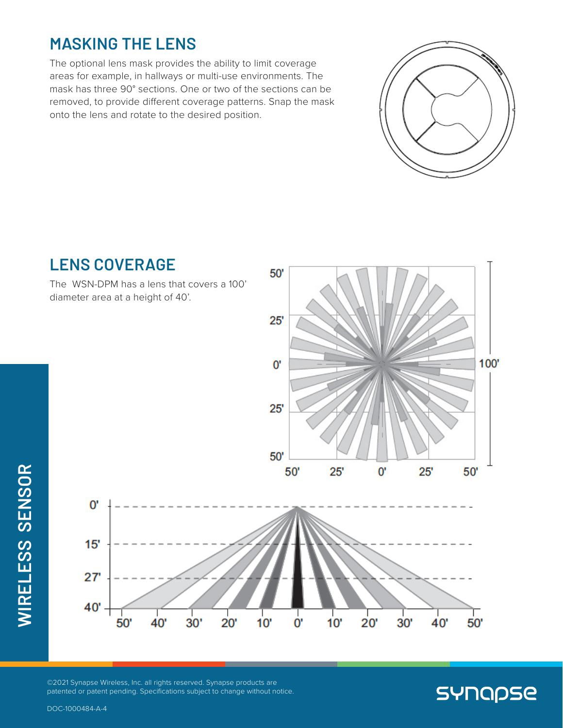## MASKING THE LENS

The optional lens mask provides the ability to limit coverage areas for example, in hallways or multi-use environments. The mask has three 90° sections. One or two of the sections can be removed, to provide different coverage patterns. Snap the mask onto the lens and rotate to the desired position.

## LENS COVERAGE

The WSN-DPM has a lens that covers a 100' diameter area at a height of 40'.

50'
25'
0'
25'
50'
50' 25' 0' 25' 50'
100'

0'
15'
27'
40'
50' 40' 30' 20' 10' 0' 10' 20' 30' 40' 50'

WIRELESS SENSOR

©2021 Synapse Wireless, Inc. all rights reserved. Synapse products are patented or patent pending. Specifications subject to change without notice.

DOC-1000484-A-4